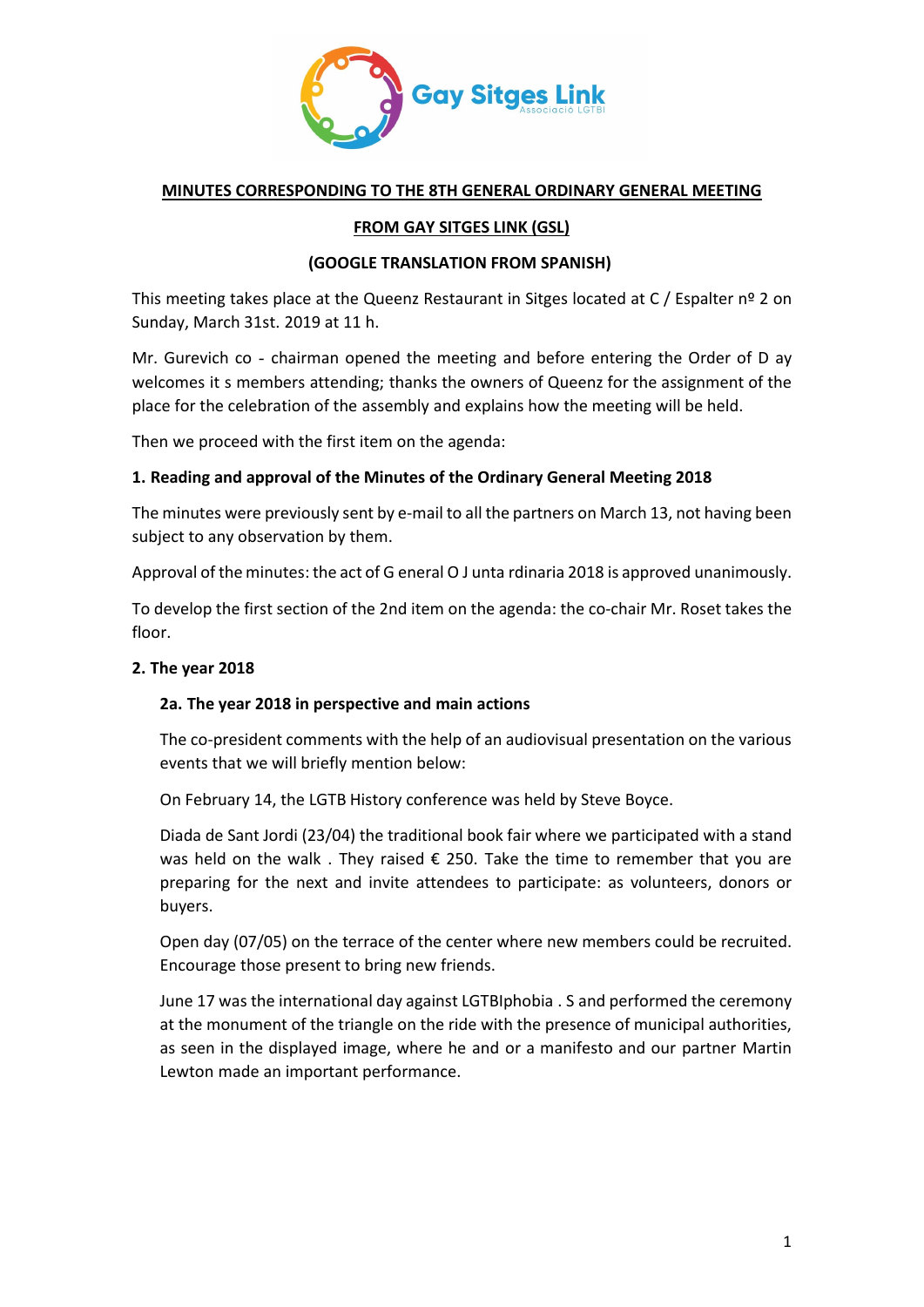**MINUTES CORRESPONDING TO THE 8TH GENERAL ORDINARY GENERAL MEETING**

**FROM GAY SITGES LINK (GSL)**

**(GOOGLE TRANSLATION FROM SPANISH)**

This meeting takes place at the Queenz Restaurant in Sitges located at C / Espalter nº 2 on Sunday, March 31st. 2019 at 11 h.

Mr. Gurevich co - chairman opened the meeting and before entering the Order of D ay welcomes it s members attending; thanks the owners of Queenz for the assignment of the place for the celebration of the assembly and explains how the meeting will be held.

Then we proceed with the first item on the agenda:

**1. Reading and approval of the Minutes of the Ordinary General Meeting 2018**

The minutes were previously sent by e-mail to all the partners on March 13, not having been subject to any observation by them.

Approval of the minutes: the act of G eneral O J unta rdinaria 2018 is approved unanimously.

To develop the first section of the 2nd item on the agenda: the co-chair Mr. Roset takes the floor.

**2. The year 2018**

**2a. The year 2018 in perspective and main actions**

The co-president comments with the help of an audiovisual presentation on the various events that we will briefly mention below:

On February 14, the LGTB History conference was held by Steve Boyce.

Diada de Sant Jordi (23/04) the traditional book fair where we participated with a stand was held on the walk . They raised € 250. Take the time to remember that you are preparing for the next and invite attendees to participate: as volunteers, donors or buyers.

Open day (07/05) on the terrace of the center where new members could be recruited. Encourage those present to bring new friends.

June 17 was the international day against LGTBIphobia . S and performed the ceremony at the monument of the triangle on the ride with the presence of municipal authorities, as seen in the displayed image, where he and or a manifesto and our partner Martin Lewton made an important performance.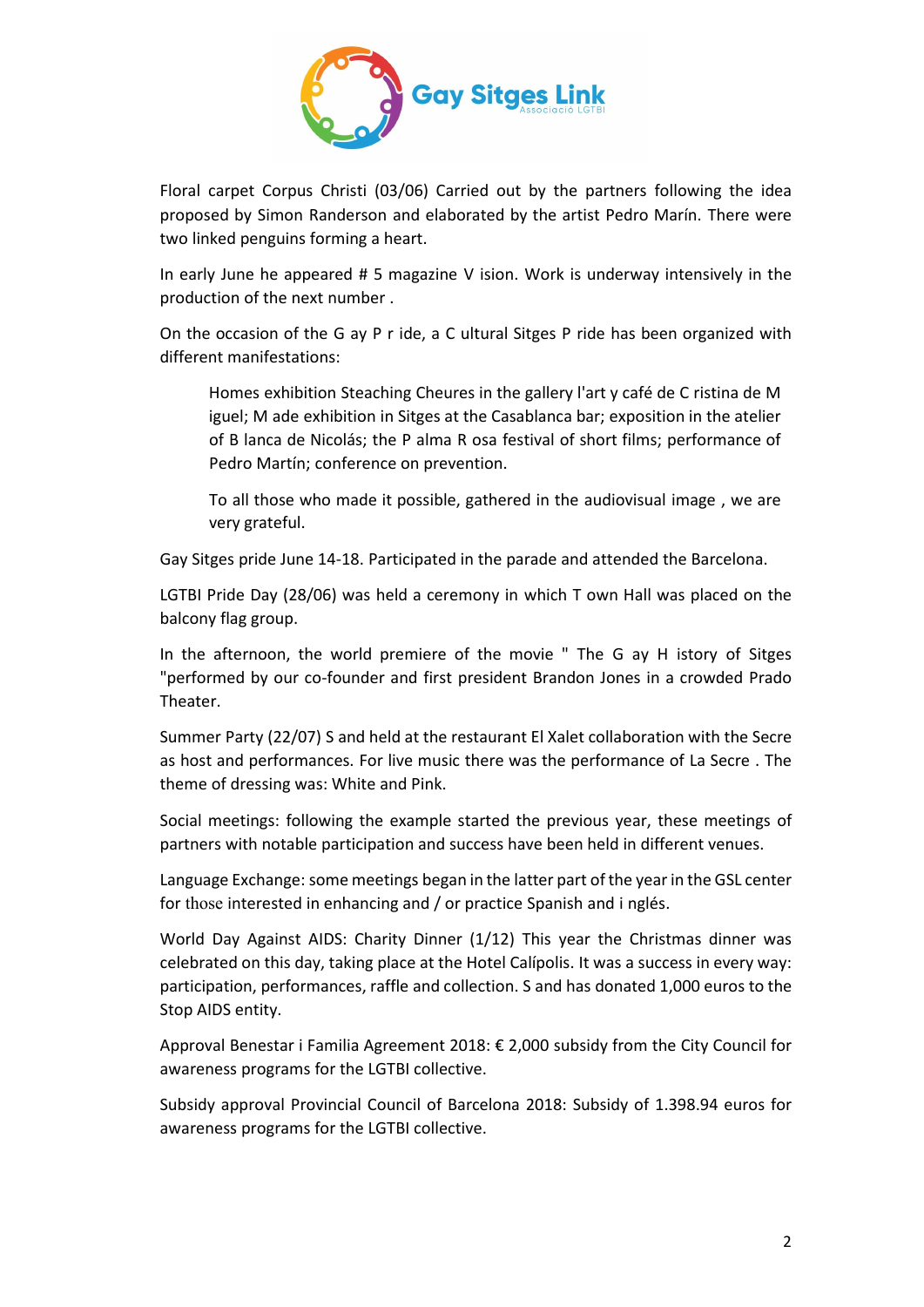Floral carpet Corpus Christi (03/06) Carried out by the partners following the idea proposed by Simon Randerson and elaborated by the artist Pedro Marín. There were two linked penguins forming a heart.

In early June he appeared # 5 magazine V ision. Work is underway intensively in the production of the next number .

On the occasion of the G ay P r ide, a C ultural Sitges P ride has been organized with different manifestations:

> Homes exhibition Steaching Cheures in the gallery l'art y café de C ristina de M iguel; M ade exhibition in Sitges at the Casablanca bar; exposition in the atelier of B lanca de Nicolás; the P alma R osa festival of short films; performance of Pedro Martín; conference on prevention.
>
> To all those who made it possible, gathered in the audiovisual image , we are very grateful.

Gay Sitges pride June 14-18. Participated in the parade and attended the Barcelona.

LGTBI Pride Day (28/06) was held a ceremony in which T own Hall was placed on the balcony flag group.

In the afternoon, the world premiere of the movie " The G ay H istory of Sitges "performed by our co-founder and first president Brandon Jones in a crowded Prado Theater.

Summer Party (22/07) S and held at the restaurant El Xalet collaboration with the Secre as host and performances. For live music there was the performance of La Secre . The theme of dressing was: White and Pink.

Social meetings: following the example started the previous year, these meetings of partners with notable participation and success have been held in different venues.

Language Exchange: some meetings began in the latter part of the year in the GSL center for those interested in enhancing and / or practice Spanish and i nglés.

World Day Against AIDS: Charity Dinner (1/12) This year the Christmas dinner was celebrated on this day, taking place at the Hotel Calípolis. It was a success in every way: participation, performances, raffle and collection. S and has donated 1,000 euros to the Stop AIDS entity.

Approval Benestar i Familia Agreement 2018: € 2,000 subsidy from the City Council for awareness programs for the LGTBI collective.

Subsidy approval Provincial Council of Barcelona 2018: Subsidy of 1.398.94 euros for awareness programs for the LGTBI collective.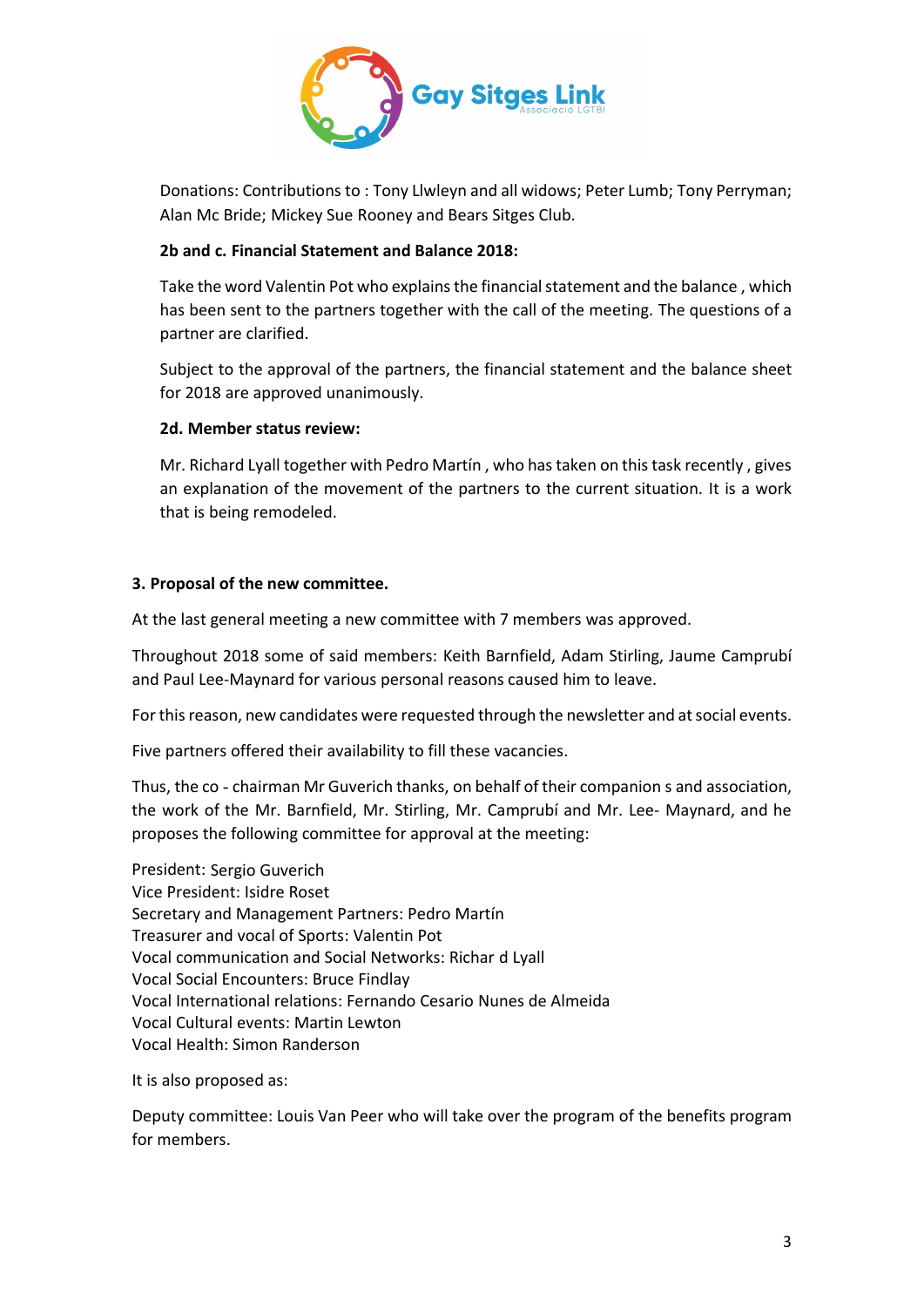Donations: Contributions to : Tony Llwleyn and all widows; Peter Lumb; Tony Perryman; Alan Mc Bride; Mickey Sue Rooney and Bears Sitges Club.

**2b and c. Financial Statement and Balance 2018:**

Take the word Valentin Pot who explains the financial statement and the balance , which has been sent to the partners together with the call of the meeting. The questions of a partner are clarified.

Subject to the approval of the partners, the financial statement and the balance sheet for 2018 are approved unanimously.

**2d. Member status review:**

Mr. Richard Lyall together with Pedro Martín , who has taken on this task recently , gives an explanation of the movement of the partners to the current situation. It is a work that is being remodeled.

**3. Proposal of the new committee.**

At the last general meeting a new committee with 7 members was approved.

Throughout 2018 some of said members: Keith Barnfield, Adam Stirling, Jaume Camprubí and Paul Lee-Maynard for various personal reasons caused him to leave.

For this reason, new candidates were requested through the newsletter and at social events.

Five partners offered their availability to fill these vacancies.

Thus, the co - chairman Mr Guverich thanks, on behalf of their companion s and association, the work of the Mr. Barnfield, Mr. Stirling, Mr. Camprubí and Mr. Lee- Maynard, and he proposes the following committee for approval at the meeting:

President: Sergio Guverich
Vice President: Isidre Roset
Secretary and Management Partners: Pedro Martín
Treasurer and vocal of Sports: Valentin Pot
Vocal communication and Social Networks: Richar d Lyall
Vocal Social Encounters: Bruce Findlay
Vocal International relations: Fernando Cesario Nunes de Almeida
Vocal Cultural events: Martin Lewton
Vocal Health: Simon Randerson

It is also proposed as:

Deputy committee: Louis Van Peer who will take over the program of the benefits program for members.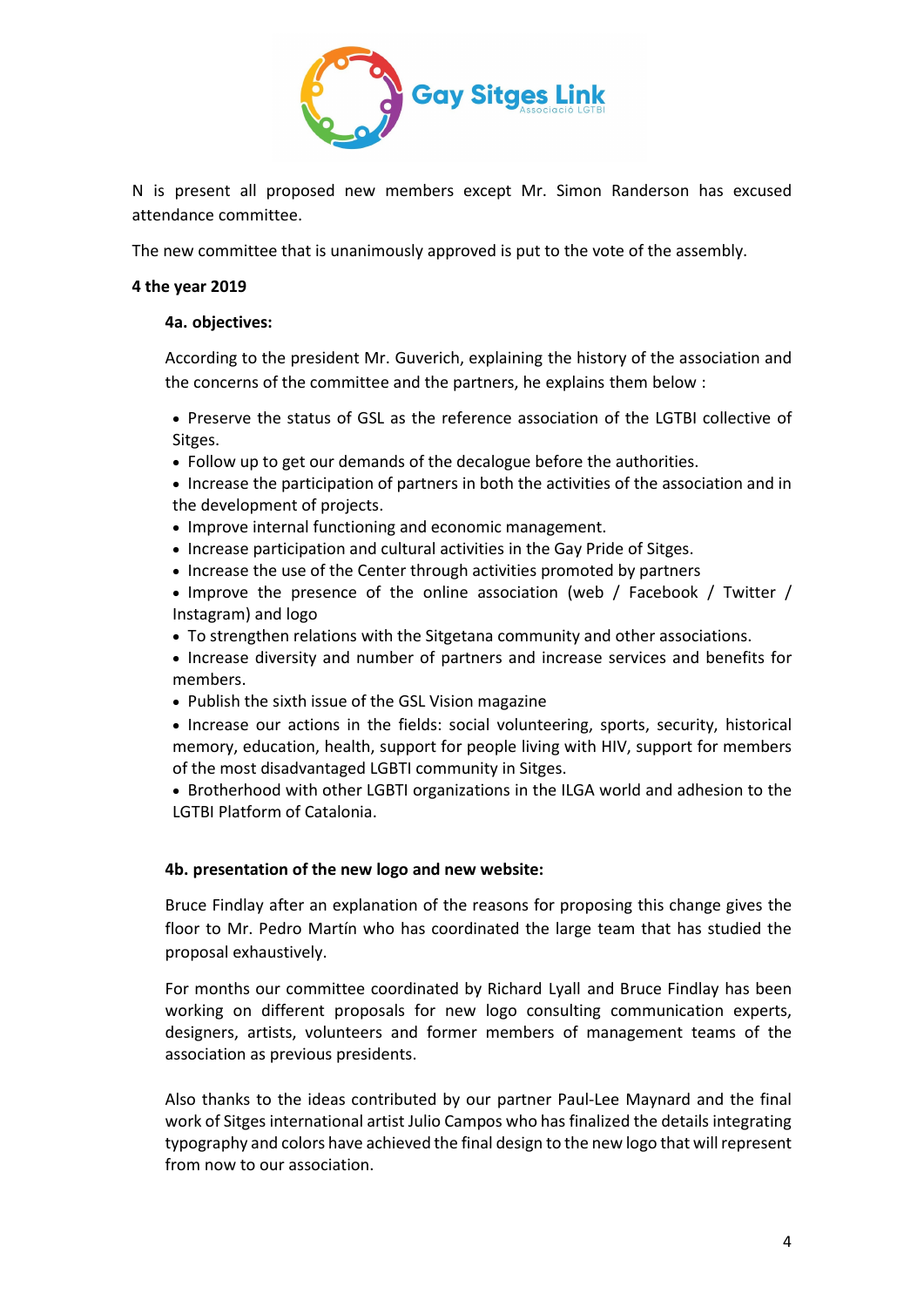N is present all proposed new members except Mr. Simon Randerson has excused attendance committee.

The new committee that is unanimously approved is put to the vote of the assembly.

**4 the year 2019**

**4a. objectives:**

According to the president Mr. Guverich, explaining the history of the association and the concerns of the committee and the partners, he explains them below :

- Preserve the status of GSL as the reference association of the LGTBI collective of Sitges.
- Follow up to get our demands of the decalogue before the authorities.
- Increase the participation of partners in both the activities of the association and in the development of projects.
- Improve internal functioning and economic management.
- Increase participation and cultural activities in the Gay Pride of Sitges.
- Increase the use of the Center through activities promoted by partners
- Improve the presence of the online association (web / Facebook / Twitter / Instagram) and logo
- To strengthen relations with the Sitgetana community and other associations.
- Increase diversity and number of partners and increase services and benefits for members.
- Publish the sixth issue of the GSL Vision magazine
- Increase our actions in the fields: social volunteering, sports, security, historical memory, education, health, support for people living with HIV, support for members of the most disadvantaged LGBTI community in Sitges.
- Brotherhood with other LGBTI organizations in the ILGA world and adhesion to the LGTBI Platform of Catalonia.

**4b. presentation of the new logo and new website:**

Bruce Findlay after an explanation of the reasons for proposing this change gives the floor to Mr. Pedro Martín who has coordinated the large team that has studied the proposal exhaustively.

For months our committee coordinated by Richard Lyall and Bruce Findlay has been working on different proposals for new logo consulting communication experts, designers, artists, volunteers and former members of management teams of the association as previous presidents.

Also thanks to the ideas contributed by our partner Paul-Lee Maynard and the final work of Sitges international artist Julio Campos who has finalized the details integrating typography and colors have achieved the final design to the new logo that will represent from now to our association.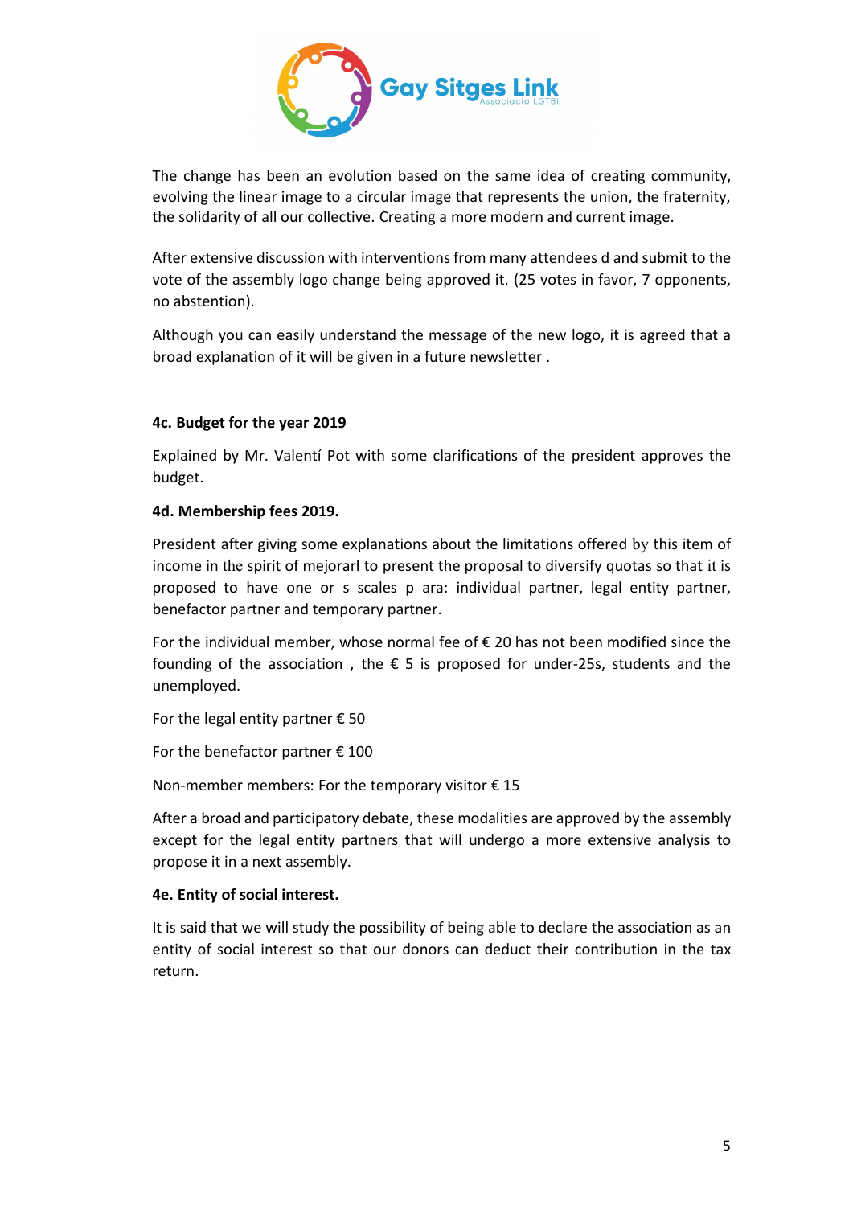Gay Sitges Link
Associació LGTBI

The change has been an evolution based on the same idea of creating community, evolving the linear image to a circular image that represents the union, the fraternity, the solidarity of all our collective. Creating a more modern and current image.

After extensive discussion with interventions from many attendees d and submit to the vote of the assembly logo change being approved it. (25 votes in favor, 7 opponents, no abstention).

Although you can easily understand the message of the new logo, it is agreed that a broad explanation of it will be given in a future newsletter .

**4c. Budget for the year 2019**

Explained by Mr. Valentí Pot with some clarifications of the president approves the budget.

**4d. Membership fees 2019.**

President after giving some explanations about the limitations offered by this item of income in the spirit of mejorarl to present the proposal to diversify quotas so that it is proposed to have one or s scales p ara: individual partner, legal entity partner, benefactor partner and temporary partner.

For the individual member, whose normal fee of € 20 has not been modified since the founding of the association , the € 5 is proposed for under-25s, students and the unemployed.

For the legal entity partner € 50

For the benefactor partner € 100

Non-member members: For the temporary visitor € 15

After a broad and participatory debate, these modalities are approved by the assembly except for the legal entity partners that will undergo a more extensive analysis to propose it in a next assembly.

**4e. Entity of social interest.**

It is said that we will study the possibility of being able to declare the association as an entity of social interest so that our donors can deduct their contribution in the tax return.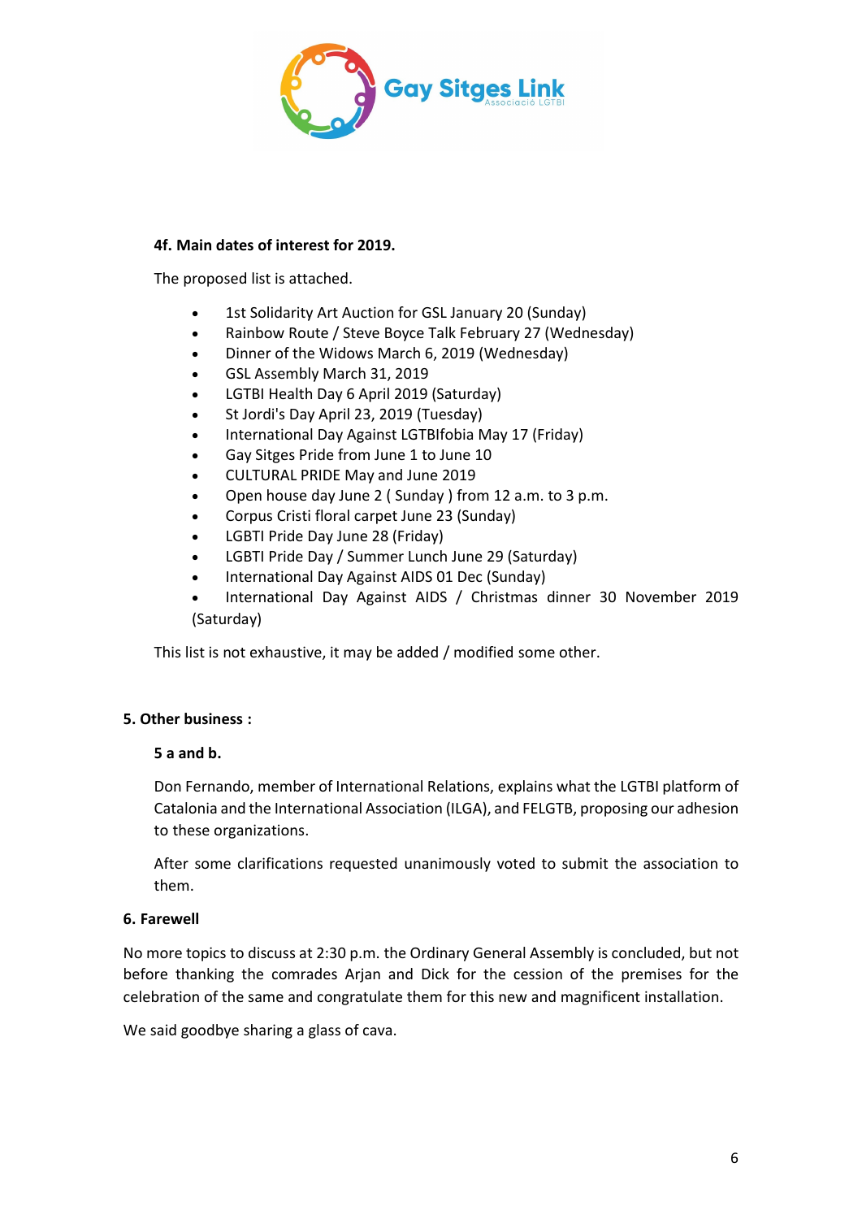**4f. Main dates of interest for 2019.**

The proposed list is attached.

- 1st Solidarity Art Auction for GSL January 20 (Sunday)
- Rainbow Route / Steve Boyce Talk February 27 (Wednesday)
- Dinner of the Widows March 6, 2019 (Wednesday)
- GSL Assembly March 31, 2019
- LGTBI Health Day 6 April 2019 (Saturday)
- St Jordi's Day April 23, 2019 (Tuesday)
- International Day Against LGTBIfobia May 17 (Friday)
- Gay Sitges Pride from June 1 to June 10
- CULTURAL PRIDE May and June 2019
- Open house day June 2 ( Sunday ) from 12 a.m. to 3 p.m.
- Corpus Cristi floral carpet June 23 (Sunday)
- LGBTI Pride Day June 28 (Friday)
- LGBTI Pride Day / Summer Lunch June 29 (Saturday)
- International Day Against AIDS 01 Dec (Sunday)
- International Day Against AIDS / Christmas dinner 30 November 2019 (Saturday)

This list is not exhaustive, it may be added / modified some other.

**5. Other business :**

**5 a and b.**

Don Fernando, member of International Relations, explains what the LGTBI platform of Catalonia and the International Association (ILGA), and FELGTB, proposing our adhesion to these organizations.

After some clarifications requested unanimously voted to submit the association to them.

**6. Farewell**

No more topics to discuss at 2:30 p.m. the Ordinary General Assembly is concluded, but not before thanking the comrades Arjan and Dick for the cession of the premises for the celebration of the same and congratulate them for this new and magnificent installation.

We said goodbye sharing a glass of cava.